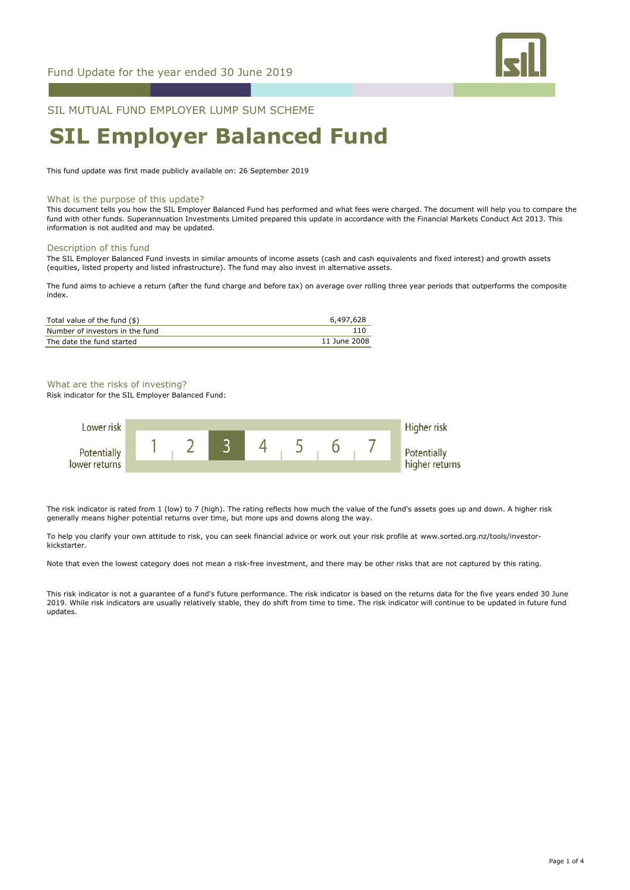Fund Update for the year ended 30 June 2019

SIL MUTUAL FUND EMPLOYER LUMP SUM SCHEME

# SIL Employer Balanced Fund

This fund update was first made publicly available on: 26 September 2019

## What is the purpose of this update?

This document tells you how the SIL Employer Balanced Fund has performed and what fees were charged. The document will help you to compare the fund with other funds. Superannuation Investments Limited prepared this update in accordance with the Financial Markets Conduct Act 2013. This information is not audited and may be updated.

## Description of this fund

The SIL Employer Balanced Fund invests in similar amounts of income assets (cash and cash equivalents and fixed interest) and growth assets (equities, listed property and listed infrastructure). The fund may also invest in alternative assets.

The fund aims to achieve a return (after the fund charge and before tax) on average over rolling three year periods that outperforms the composite index.

| | |
|---|---|
| Total value of the fund ($) | 6,497,628 |
| Number of investors in the fund | 110 |
| The date the fund started | 11 June 2008 |

## What are the risks of investing?

Risk indicator for the SIL Employer Balanced Fund:

| Lower risk / Potentially lower returns | 1 | 2 | **3** | 4 | 5 | 6 | 7 | Higher risk / Potentially higher returns |
|---|---|---|---|---|---|---|---|---|

The risk indicator is rated from 1 (low) to 7 (high). The rating reflects how much the value of the fund's assets goes up and down. A higher risk generally means higher potential returns over time, but more ups and downs along the way.

To help you clarify your own attitude to risk, you can seek financial advice or work out your risk profile at www.sorted.org.nz/tools/investor-kickstarter.

Note that even the lowest category does not mean a risk-free investment, and there may be other risks that are not captured by this rating.

This risk indicator is not a guarantee of a fund's future performance. The risk indicator is based on the returns data for the five years ended 30 June 2019. While risk indicators are usually relatively stable, they do shift from time to time. The risk indicator will continue to be updated in future fund updates.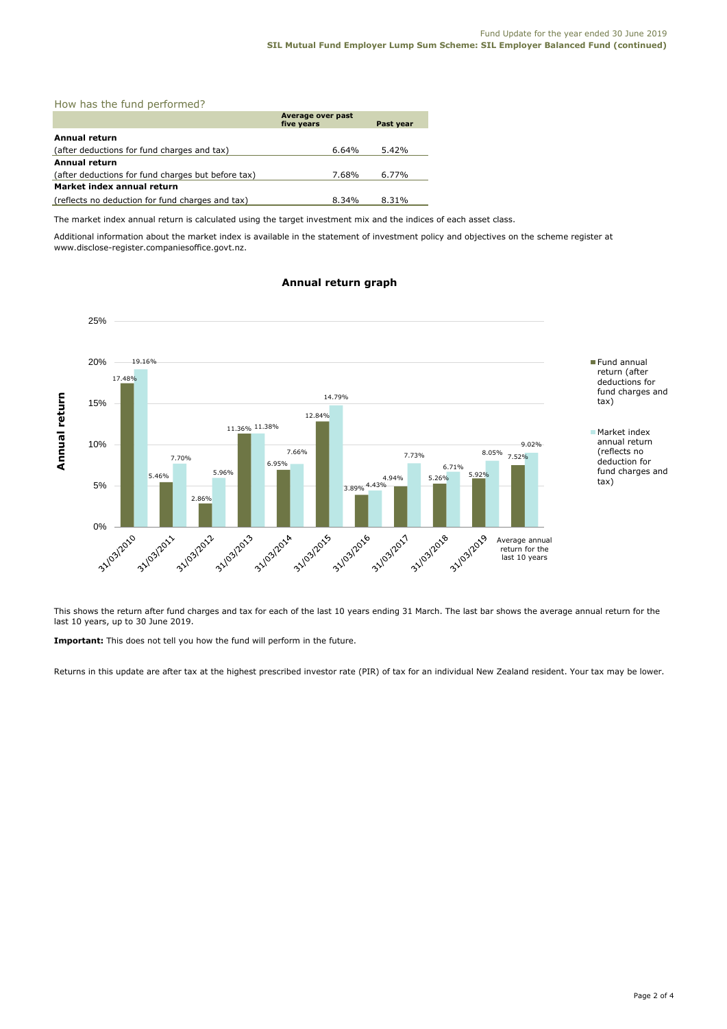## How has the fund performed?

| | Average over past five years | Past year |
|---|---|---|
| **Annual return** | | |
| (after deductions for fund charges and tax) | 6.64% | 5.42% |
| **Annual return** | | |
| (after deductions for fund charges but before tax) | 7.68% | 6.77% |
| **Market index annual return** | | |
| (reflects no deduction for fund charges and tax) | 8.34% | 8.31% |

The market index annual return is calculated using the target investment mix and the indices of each asset class.

Additional information about the market index is available in the statement of investment policy and objectives on the scheme register at www.disclose-register.companiesoffice.govt.nz.

### Annual return graph

| | Fund annual return (after deductions for fund charges and tax) | Market index annual return (reflects no deduction for fund charges and tax) |
|---|---|---|
| 31/03/2010 | 17.48% | 19.16% |
| 31/03/2011 | 5.46% | 7.70% |
| 31/03/2012 | 2.86% | 5.96% |
| 31/03/2013 | 11.36% | 11.38% |
| 31/03/2014 | 6.95% | 7.66% |
| 31/03/2015 | 12.84% | 14.79% |
| 31/03/2016 | 3.89% | 4.43% |
| 31/03/2017 | 4.94% | 7.73% |
| 31/03/2018 | 5.26% | 6.71% |
| 31/03/2019 | 5.92% | 8.05% |
| Average annual return for the last 10 years | 7.52% | 9.02% |

This shows the return after fund charges and tax for each of the last 10 years ending 31 March. The last bar shows the average annual return for the last 10 years, up to 30 June 2019.

**Important:** This does not tell you how the fund will perform in the future.

Returns in this update are after tax at the highest prescribed investor rate (PIR) of tax for an individual New Zealand resident. Your tax may be lower.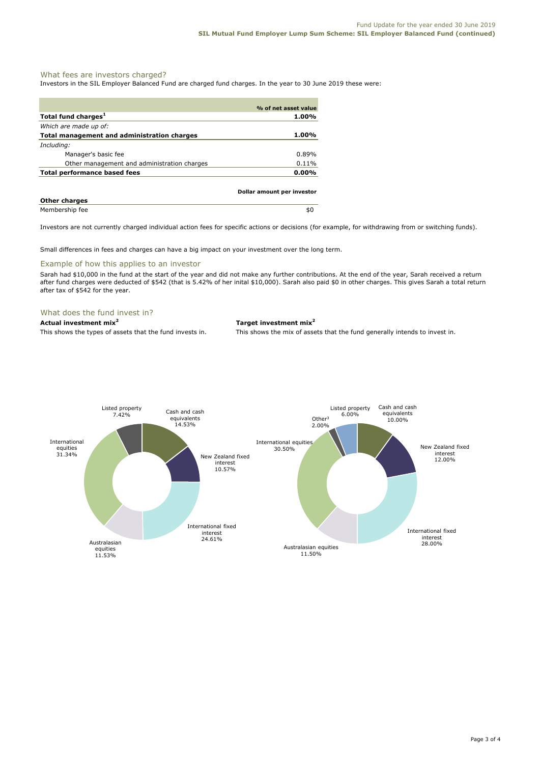## What fees are investors charged?

Investors in the SIL Employer Balanced Fund are charged fund charges. In the year to 30 June 2019 these were:

| | % of net asset value |
|---|---|
| **Total fund charges[1]** | **1.00%** |
| *Which are made up of:* | |
| **Total management and administration charges** | **1.00%** |
| *Including:* | |
| Manager's basic fee | 0.89% |
| Other management and administration charges | 0.11% |
| **Total performance based fees** | **0.00%** |

| **Other charges** | Dollar amount per investor |
|---|---|
| Membership fee | $0 |

Investors are not currently charged individual action fees for specific actions or decisions (for example, for withdrawing from or switching funds).

Small differences in fees and charges can have a big impact on your investment over the long term.

## Example of how this applies to an investor

Sarah had $10,000 in the fund at the start of the year and did not make any further contributions. At the end of the year, Sarah received a return after fund charges were deducted of $542 (that is 5.42% of her inital $10,000). Sarah also paid $0 in other charges. This gives Sarah a total return after tax of $542 for the year.

## What does the fund invest in?

**Actual investment mix[2]**

This shows the types of assets that the fund invests in.

- Cash and cash equivalents 14.53%
- New Zealand fixed interest 10.57%
- International fixed interest 24.61%
- Australasian equities 11.53%
- International equities 31.34%
- Listed property 7.42%

**Target investment mix[2]**

This shows the mix of assets that the fund generally intends to invest in.

- Cash and cash equivalents 10.00%
- New Zealand fixed interest 12.00%
- International fixed interest 28.00%
- Australasian equities 11.50%
- International equities 30.50%
- Other[3] 2.00%
- Listed property 6.00%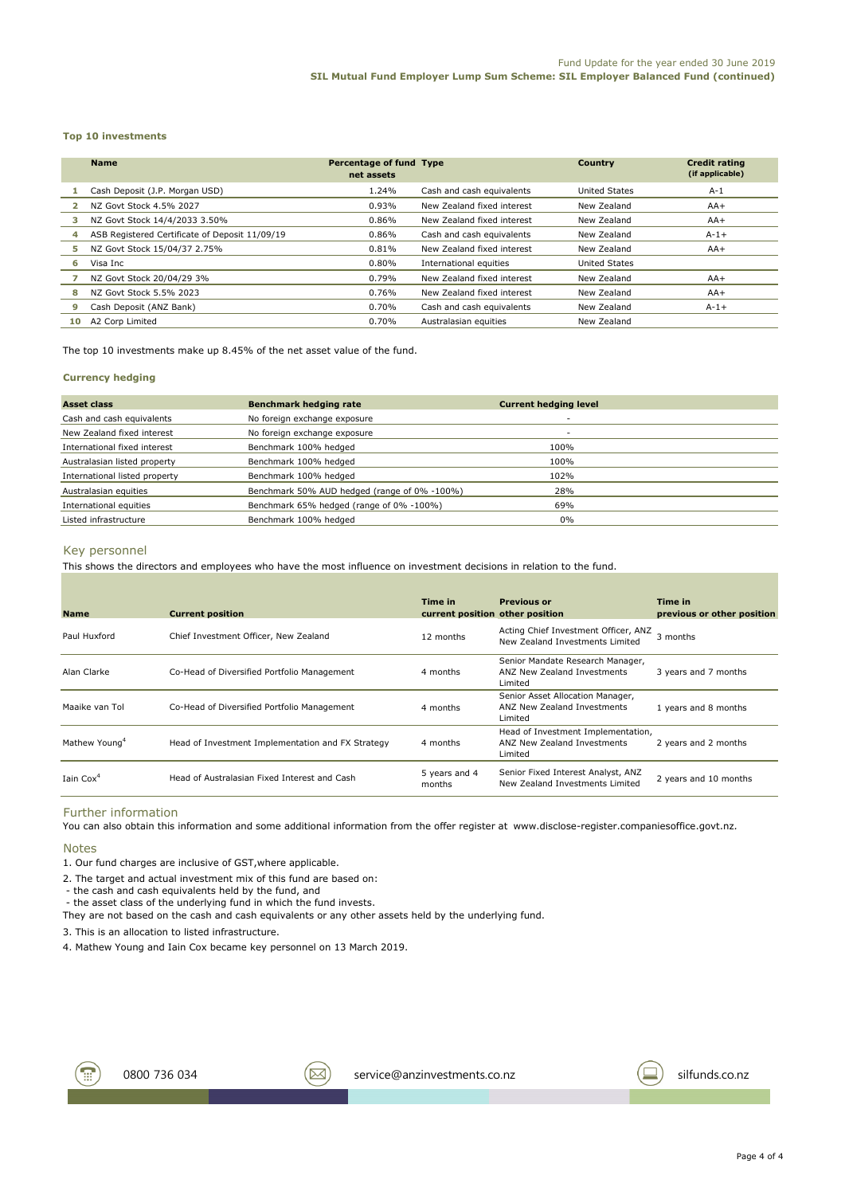### Top 10 investments

| | Name | Percentage of fund net assets | Type | Country | Credit rating (if applicable) |
|---|---|---|---|---|---|
| 1 | Cash Deposit (J.P. Morgan USD) | 1.24% | Cash and cash equivalents | United States | A-1 |
| 2 | NZ Govt Stock 4.5% 2027 | 0.93% | New Zealand fixed interest | New Zealand | AA+ |
| 3 | NZ Govt Stock 14/4/2033 3.50% | 0.86% | New Zealand fixed interest | New Zealand | AA+ |
| 4 | ASB Registered Certificate of Deposit 11/09/19 | 0.86% | Cash and cash equivalents | New Zealand | A-1+ |
| 5 | NZ Govt Stock 15/04/37 2.75% | 0.81% | New Zealand fixed interest | New Zealand | AA+ |
| 6 | Visa Inc | 0.80% | International equities | United States | |
| 7 | NZ Govt Stock 20/04/29 3% | 0.79% | New Zealand fixed interest | New Zealand | AA+ |
| 8 | NZ Govt Stock 5.5% 2023 | 0.76% | New Zealand fixed interest | New Zealand | AA+ |
| 9 | Cash Deposit (ANZ Bank) | 0.70% | Cash and cash equivalents | New Zealand | A-1+ |
| 10 | A2 Corp Limited | 0.70% | Australasian equities | New Zealand | |

The top 10 investments make up 8.45% of the net asset value of the fund.

### Currency hedging

| Asset class | Benchmark hedging rate | Current hedging level |
|---|---|---|
| Cash and cash equivalents | No foreign exchange exposure | - |
| New Zealand fixed interest | No foreign exchange exposure | - |
| International fixed interest | Benchmark 100% hedged | 100% |
| Australasian listed property | Benchmark 100% hedged | 100% |
| International listed property | Benchmark 100% hedged | 102% |
| Australasian equities | Benchmark 50% AUD hedged (range of 0% -100%) | 28% |
| International equities | Benchmark 65% hedged (range of 0% -100%) | 69% |
| Listed infrastructure | Benchmark 100% hedged | 0% |

## Key personnel

This shows the directors and employees who have the most influence on investment decisions in relation to the fund.

| Name | Current position | Time in current position | Previous or other position | Time in previous or other position |
|---|---|---|---|---|
| Paul Huxford | Chief Investment Officer, New Zealand | 12 months | Acting Chief Investment Officer, ANZ New Zealand Investments Limited | 3 months |
| Alan Clarke | Co-Head of Diversified Portfolio Management | 4 months | Senior Mandate Research Manager, ANZ New Zealand Investments Limited | 3 years and 7 months |
| Maaike van Tol | Co-Head of Diversified Portfolio Management | 4 months | Senior Asset Allocation Manager, ANZ New Zealand Investments Limited | 1 years and 8 months |
| Mathew Young[4] | Head of Investment Implementation and FX Strategy | 4 months | Head of Investment Implementation, ANZ New Zealand Investments Limited | 2 years and 2 months |
| Iain Cox[4] | Head of Australasian Fixed Interest and Cash | 5 years and 4 months | Senior Fixed Interest Analyst, ANZ New Zealand Investments Limited | 2 years and 10 months |

## Further information

You can also obtain this information and some additional information from the offer register at www.disclose-register.companiesoffice.govt.nz.

## Notes

1. Our fund charges are inclusive of GST,where applicable.
2. The target and actual investment mix of this fund are based on:
 - the cash and cash equivalents held by the fund, and
 - the asset class of the underlying fund in which the fund invests.

They are not based on the cash and cash equivalents or any other assets held by the underlying fund.

3. This is an allocation to listed infrastructure.
4. Mathew Young and Iain Cox became key personnel on 13 March 2019.

0800 736 034 service@anzinvestments.co.nz silfunds.co.nz